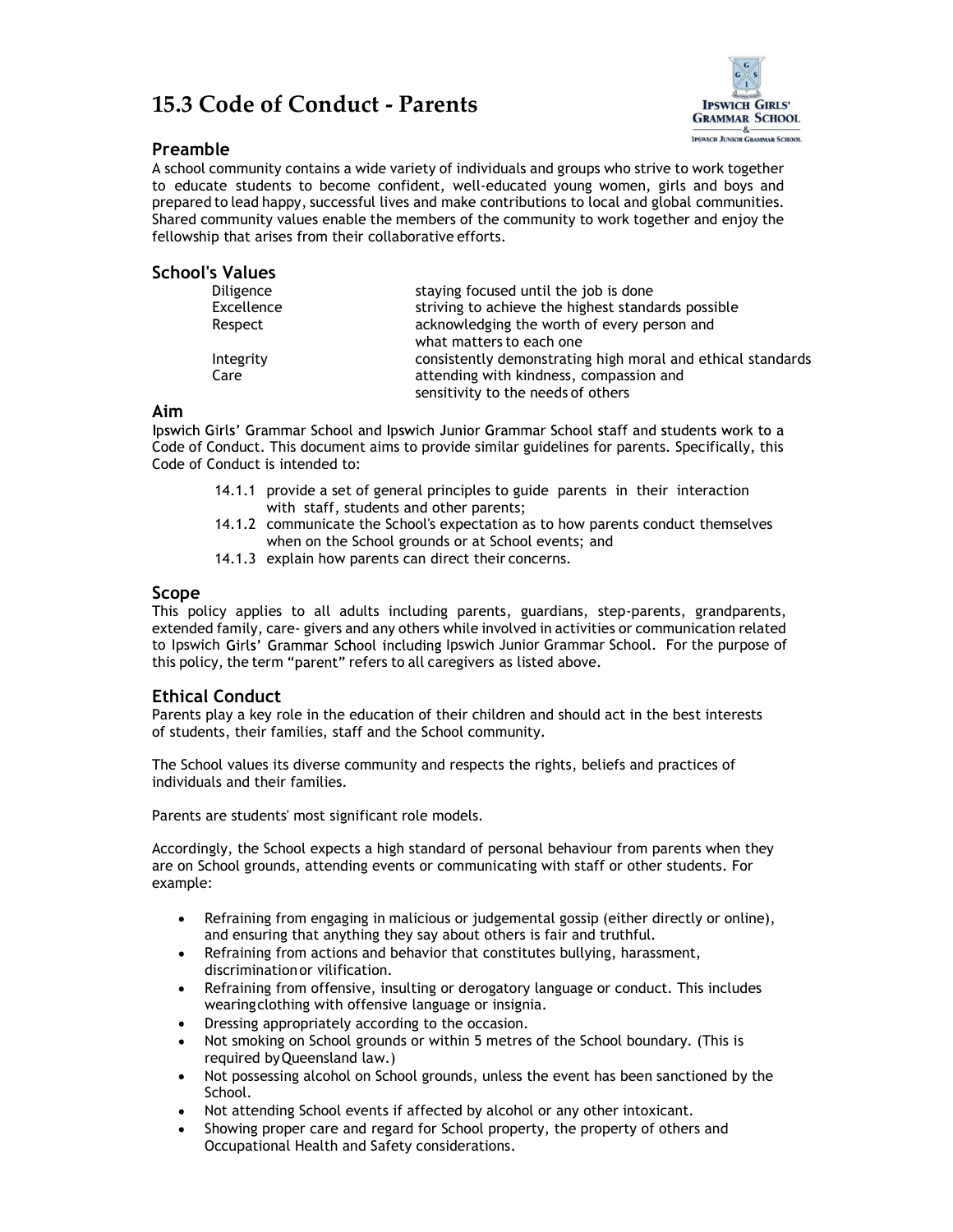# 15.3 Code of Conduct - Parents

## Preamble

A school community contains a wide variety of individuals and groups who strive to work together to educate students to become confident, well-educated young women, girls and boys and prepared to lead happy, successful lives and make contributions to local and global communities. Shared community values enable the members of the community to work together and enjoy the fellowship that arises from their collaborative efforts.

## School's Values

| | |
|---|---|
| Diligence | staying focused until the job is done |
| Excellence | striving to achieve the highest standards possible |
| Respect | acknowledging the worth of every person and what matters to each one |
| Integrity | consistently demonstrating high moral and ethical standards |
| Care | attending with kindness, compassion and sensitivity to the needs of others |

## Aim

Ipswich Girls' Grammar School and Ipswich Junior Grammar School staff and students work to a Code of Conduct. This document aims to provide similar guidelines for parents. Specifically, this Code of Conduct is intended to:

14.1.1 provide a set of general principles to guide parents in their interaction with staff, students and other parents;

14.1.2 communicate the School's expectation as to how parents conduct themselves when on the School grounds or at School events; and

14.1.3 explain how parents can direct their concerns.

## Scope

This policy applies to all adults including parents, guardians, step-parents, grandparents, extended family, care- givers and any others while involved in activities or communication related to Ipswich Girls' Grammar School including Ipswich Junior Grammar School. For the purpose of this policy, the term "parent" refers to all caregivers as listed above.

## Ethical Conduct

Parents play a key role in the education of their children and should act in the best interests of students, their families, staff and the School community.

The School values its diverse community and respects the rights, beliefs and practices of individuals and their families.

Parents are students' most significant role models.

Accordingly, the School expects a high standard of personal behaviour from parents when they are on School grounds, attending events or communicating with staff or other students. For example:

- Refraining from engaging in malicious or judgemental gossip (either directly or online), and ensuring that anything they say about others is fair and truthful.
- Refraining from actions and behavior that constitutes bullying, harassment, discrimination or vilification.
- Refraining from offensive, insulting or derogatory language or conduct. This includes wearing clothing with offensive language or insignia.
- Dressing appropriately according to the occasion.
- Not smoking on School grounds or within 5 metres of the School boundary. (This is required by Queensland law.)
- Not possessing alcohol on School grounds, unless the event has been sanctioned by the School.
- Not attending School events if affected by alcohol or any other intoxicant.
- Showing proper care and regard for School property, the property of others and Occupational Health and Safety considerations.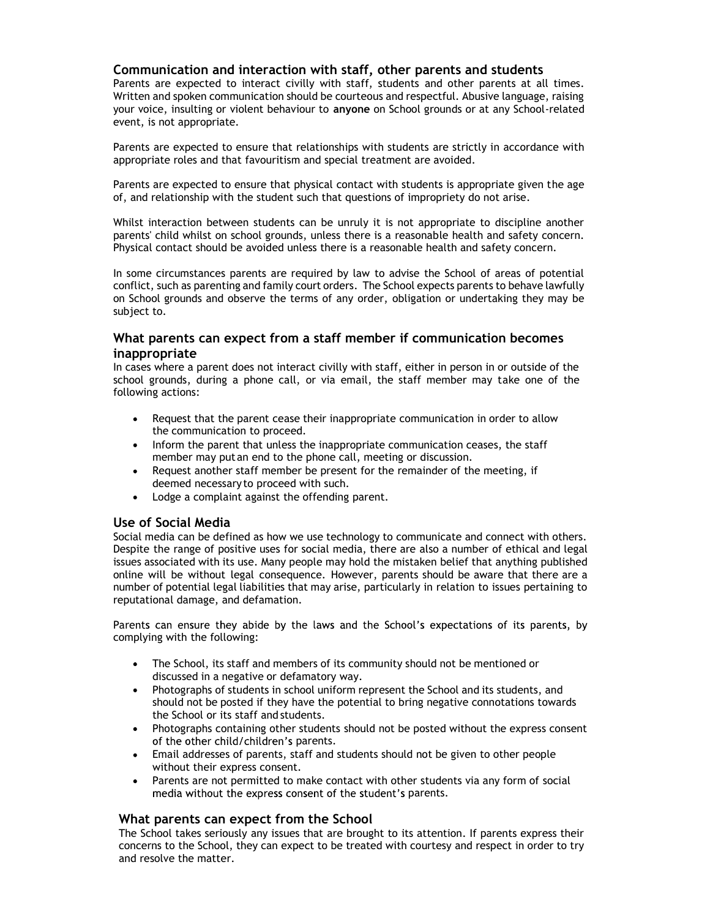## Communication and interaction with staff, other parents and students

Parents are expected to interact civilly with staff, students and other parents at all times. Written and spoken communication should be courteous and respectful. Abusive language, raising your voice, insulting or violent behaviour to **anyone** on School grounds or at any School-related event, is not appropriate.

Parents are expected to ensure that relationships with students are strictly in accordance with appropriate roles and that favouritism and special treatment are avoided.

Parents are expected to ensure that physical contact with students is appropriate given the age of, and relationship with the student such that questions of impropriety do not arise.

Whilst interaction between students can be unruly it is not appropriate to discipline another parents' child whilst on school grounds, unless there is a reasonable health and safety concern. Physical contact should be avoided unless there is a reasonable health and safety concern.

In some circumstances parents are required by law to advise the School of areas of potential conflict, such as parenting and family court orders. The School expects parents to behave lawfully on School grounds and observe the terms of any order, obligation or undertaking they may be subject to.

## What parents can expect from a staff member if communication becomes inappropriate

In cases where a parent does not interact civilly with staff, either in person in or outside of the school grounds, during a phone call, or via email, the staff member may take one of the following actions:

- Request that the parent cease their inappropriate communication in order to allow the communication to proceed.
- Inform the parent that unless the inappropriate communication ceases, the staff member may put an end to the phone call, meeting or discussion.
- Request another staff member be present for the remainder of the meeting, if deemed necessary to proceed with such.
- Lodge a complaint against the offending parent.

## Use of Social Media

Social media can be defined as how we use technology to communicate and connect with others. Despite the range of positive uses for social media, there are also a number of ethical and legal issues associated with its use. Many people may hold the mistaken belief that anything published online will be without legal consequence. However, parents should be aware that there are a number of potential legal liabilities that may arise, particularly in relation to issues pertaining to reputational damage, and defamation.

Parents can ensure they abide by the laws and the School's expectations of its parents, by complying with the following:

- The School, its staff and members of its community should not be mentioned or discussed in a negative or defamatory way.
- Photographs of students in school uniform represent the School and its students, and should not be posted if they have the potential to bring negative connotations towards the School or its staff and students.
- Photographs containing other students should not be posted without the express consent of the other child/children's parents.
- Email addresses of parents, staff and students should not be given to other people without their express consent.
- Parents are not permitted to make contact with other students via any form of social media without the express consent of the student's parents.

## What parents can expect from the School

The School takes seriously any issues that are brought to its attention. If parents express their concerns to the School, they can expect to be treated with courtesy and respect in order to try and resolve the matter.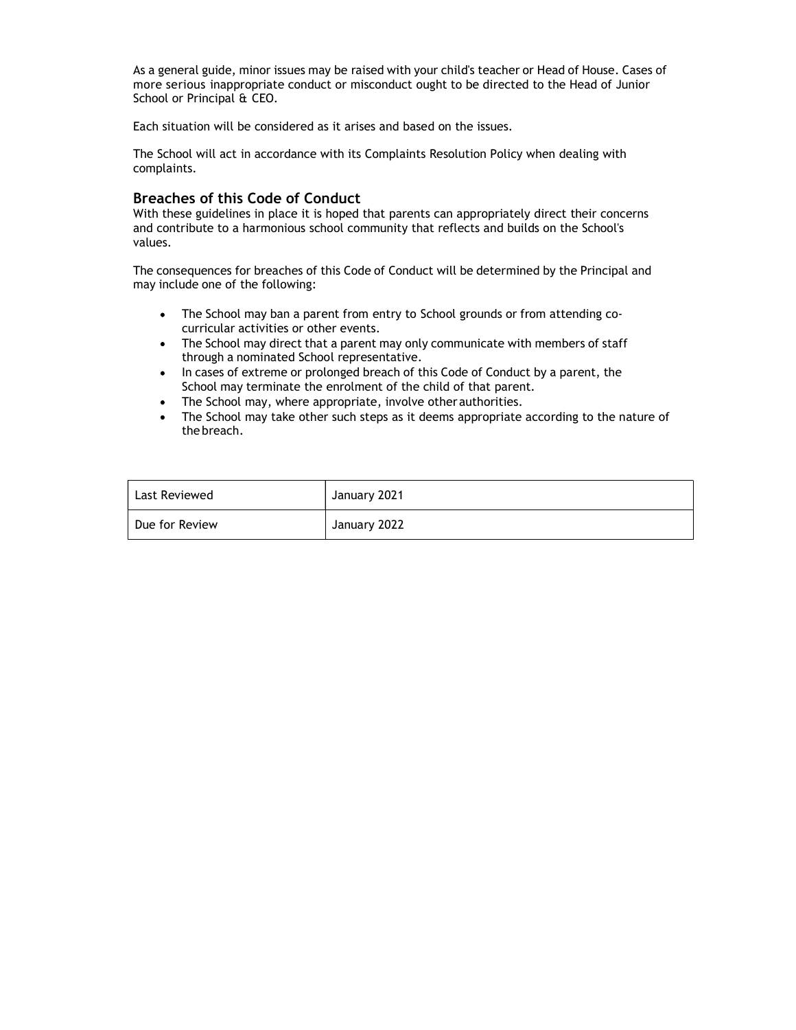As a general guide, minor issues may be raised with your child's teacher or Head of House. Cases of more serious inappropriate conduct or misconduct ought to be directed to the Head of Junior School or Principal & CEO.

Each situation will be considered as it arises and based on the issues.

The School will act in accordance with its Complaints Resolution Policy when dealing with complaints.

## Breaches of this Code of Conduct

With these guidelines in place it is hoped that parents can appropriately direct their concerns and contribute to a harmonious school community that reflects and builds on the School's values.

The consequences for breaches of this Code of Conduct will be determined by the Principal and may include one of the following:

- The School may ban a parent from entry to School grounds or from attending co-curricular activities or other events.
- The School may direct that a parent may only communicate with members of staff through a nominated School representative.
- In cases of extreme or prolonged breach of this Code of Conduct by a parent, the School may terminate the enrolment of the child of that parent.
- The School may, where appropriate, involve other authorities.
- The School may take other such steps as it deems appropriate according to the nature of the breach.

| | |
|---|---|
| Last Reviewed | January 2021 |
| Due for Review | January 2022 |